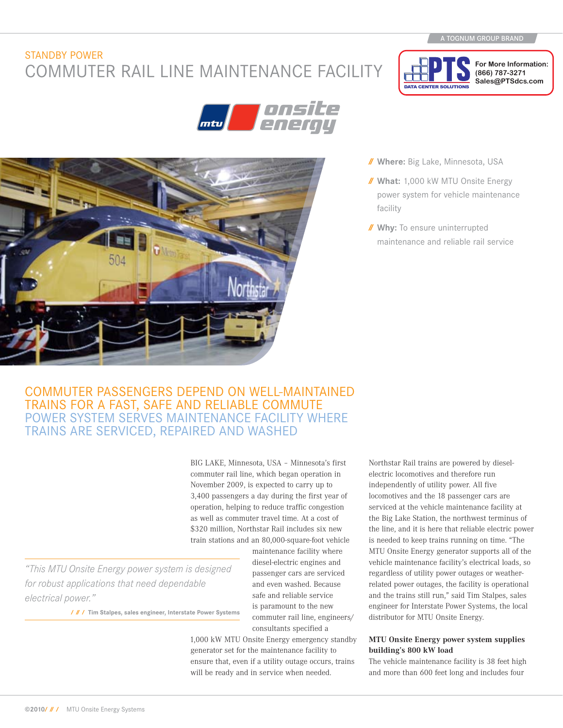A TOGNUM GROUP BRAND

STANDBY POWER

# COMMUTER RAIL LINE MAINTENANCE FACILITY

PTS DATA CENTER SOLUTIONS — For More Information: (866) 787-3271 Sales@PTSdcs.com

mtu onsite energy

- **Where:** Big Lake, Minnesota, USA
- **What:** 1,000 kW MTU Onsite Energy power system for vehicle maintenance facility
- **Why:** To ensure uninterrupted maintenance and reliable rail service

## COMMUTER PASSENGERS DEPEND ON WELL-MAINTAINED TRAINS FOR A FAST, SAFE AND RELIABLE COMMUTE

## POWER SYSTEM SERVES MAINTENANCE FACILITY WHERE TRAINS ARE SERVICED, REPAIRED AND WASHED

BIG LAKE, Minnesota, USA – Minnesota's first commuter rail line, which began operation in November 2009, is expected to carry up to 3,400 passengers a day during the first year of operation, helping to reduce traffic congestion as well as commuter travel time. At a cost of $320 million, Northstar Rail includes six new train stations and an 80,000-square-foot vehicle maintenance facility where diesel-electric engines and passenger cars are serviced and even washed. Because safe and reliable service is paramount to the new commuter rail line, engineers/consultants specified a 1,000 kW MTU Onsite Energy emergency standby generator set for the maintenance facility to ensure that, even if a utility outage occurs, trains will be ready and in service when needed.

> *"This MTU Onsite Energy power system is designed for robust applications that need dependable electrical power."*
>
> /// Tim Stalpes, sales engineer, Interstate Power Systems

Northstar Rail trains are powered by diesel-electric locomotives and therefore run independently of utility power. All five locomotives and the 18 passenger cars are serviced at the vehicle maintenance facility at the Big Lake Station, the northwest terminus of the line, and it is here that reliable electric power is needed to keep trains running on time. "The MTU Onsite Energy generator supports all of the vehicle maintenance facility's electrical loads, so regardless of utility power outages or weather-related power outages, the facility is operational and the trains still run," said Tim Stalpes, sales engineer for Interstate Power Systems, the local distributor for MTU Onsite Energy.

**MTU Onsite Energy power system supplies building's 800 kW load**

The vehicle maintenance facility is 38 feet high and more than 600 feet long and includes four

©2010 /// MTU Onsite Energy Systems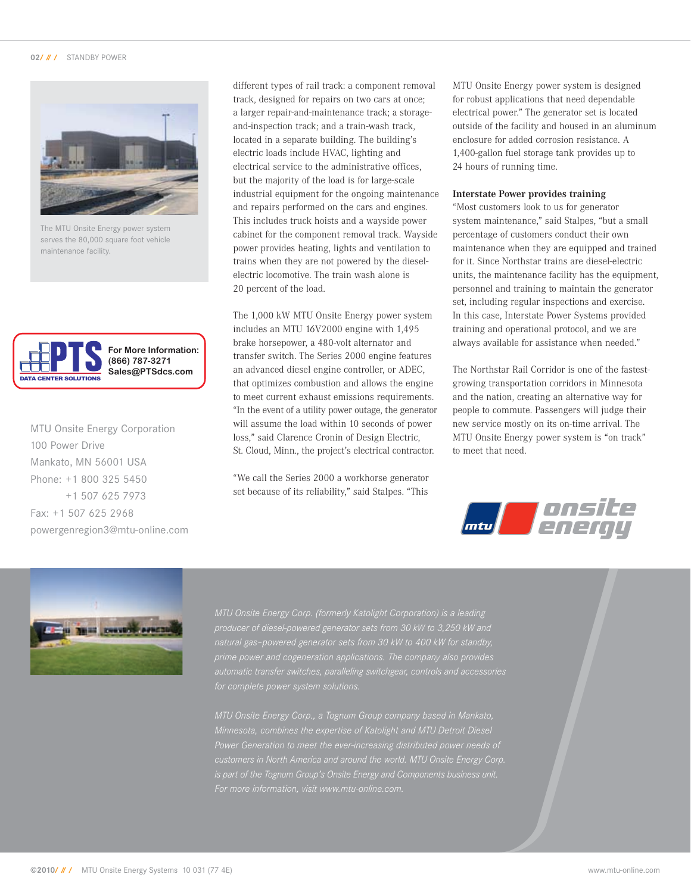The MTU Onsite Energy power system serves the 80,000 square foot vehicle maintenance facility.

**For More Information:**
(866) 787-3271
Sales@PTSdcs.com

PTS DATA CENTER SOLUTIONS

MTU Onsite Energy Corporation
100 Power Drive
Mankato, MN 56001 USA
Phone: +1 800 325 5450
+1 507 625 7973
Fax: +1 507 625 2968
powergenregion3@mtu-online.com

different types of rail track: a component removal track, designed for repairs on two cars at once; a larger repair-and-maintenance track; a storage-and-inspection track; and a train-wash track, located in a separate building. The building's electric loads include HVAC, lighting and electrical service to the administrative offices, but the majority of the load is for large-scale industrial equipment for the ongoing maintenance and repairs performed on the cars and engines. This includes truck hoists and a wayside power cabinet for the component removal track. Wayside power provides heating, lights and ventilation to trains when they are not powered by the diesel-electric locomotive. The train wash alone is 20 percent of the load.

The 1,000 kW MTU Onsite Energy power system includes an MTU 16V2000 engine with 1,495 brake horsepower, a 480-volt alternator and transfer switch. The Series 2000 engine features an advanced diesel engine controller, or ADEC, that optimizes combustion and allows the engine to meet current exhaust emissions requirements. "In the event of a utility power outage, the generator will assume the load within 10 seconds of power loss," said Clarence Cronin of Design Electric, St. Cloud, Minn., the project's electrical contractor.

"We call the Series 2000 a workhorse generator set because of its reliability," said Stalpes. "This MTU Onsite Energy power system is designed for robust applications that need dependable electrical power." The generator set is located outside of the facility and housed in an aluminum enclosure for added corrosion resistance. A 1,400-gallon fuel storage tank provides up to 24 hours of running time.

## Interstate Power provides training

"Most customers look to us for generator system maintenance," said Stalpes, "but a small percentage of customers conduct their own maintenance when they are equipped and trained for it. Since Northstar trains are diesel-electric units, the maintenance facility has the equipment, personnel and training to maintain the generator set, including regular inspections and exercise. In this case, Interstate Power Systems provided training and operational protocol, and we are always available for assistance when needed."

The Northstar Rail Corridor is one of the fastest-growing transportation corridors in Minnesota and the nation, creating an alternative way for people to commute. Passengers will judge their new service mostly on its on-time arrival. The MTU Onsite Energy power system is "on track" to meet that need.

mtu onsite energy

*MTU Onsite Energy Corp. (formerly Katolight Corporation) is a leading producer of diesel-powered generator sets from 30 kW to 3,250 kW and natural gas–powered generator sets from 30 kW to 400 kW for standby, prime power and cogeneration applications. The company also provides automatic transfer switches, paralleling switchgear, controls and accessories for complete power system solutions.*

*MTU Onsite Energy Corp., a Tognum Group company based in Mankato, Minnesota, combines the expertise of Katolight and MTU Detroit Diesel Power Generation to meet the ever-increasing distributed power needs of customers in North America and around the world. MTU Onsite Energy Corp. is part of the Tognum Group's Onsite Energy and Components business unit. For more information, visit www.mtu-online.com.*

©2010 MTU Onsite Energy Systems 10 031 (77 4E)